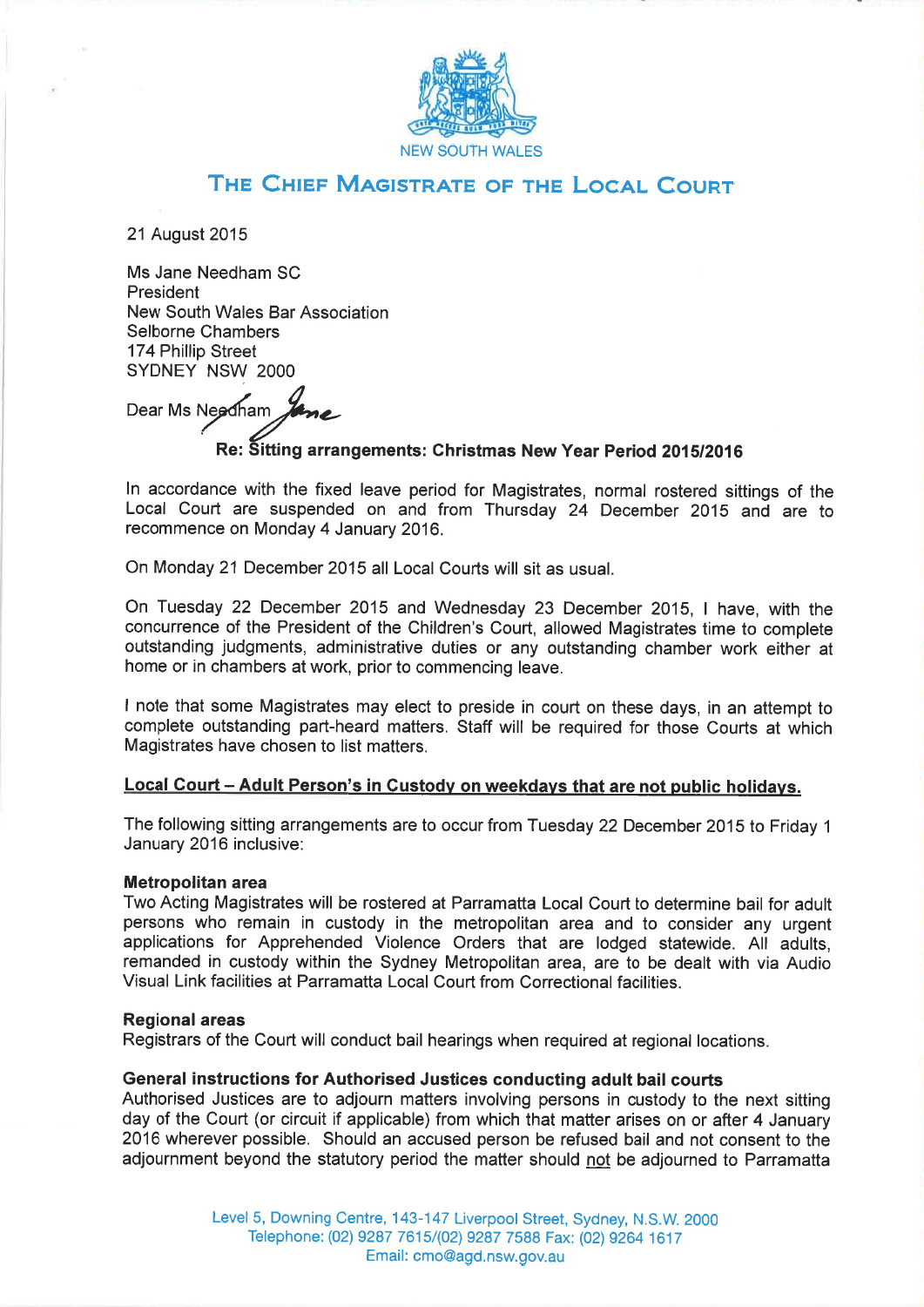NEW SOUTH WALES

# THE CHIEF MAGISTRATE OF THE LOCAL COURT

21 August 2015

Ms Jane Needham SC
President
New South Wales Bar Association
Selborne Chambers
174 Phillip Street
SYDNEY NSW 2000

Dear Ms Needham Jane

**Re: Sitting arrangements: Christmas New Year Period 2015/2016**

In accordance with the fixed leave period for Magistrates, normal rostered sittings of the Local Court are suspended on and from Thursday 24 December 2015 and are to recommence on Monday 4 January 2016.

On Monday 21 December 2015 all Local Courts will sit as usual.

On Tuesday 22 December 2015 and Wednesday 23 December 2015, I have, with the concurrence of the President of the Children's Court, allowed Magistrates time to complete outstanding judgments, administrative duties or any outstanding chamber work either at home or in chambers at work, prior to commencing leave.

I note that some Magistrates may elect to preside in court on these days, in an attempt to complete outstanding part-heard matters. Staff will be required for those Courts at which Magistrates have chosen to list matters.

**<u>Local Court – Adult Person's in Custody on weekdays that are not public holidays.</u>**

The following sitting arrangements are to occur from Tuesday 22 December 2015 to Friday 1 January 2016 inclusive:

**Metropolitan area**
Two Acting Magistrates will be rostered at Parramatta Local Court to determine bail for adult persons who remain in custody in the metropolitan area and to consider any urgent applications for Apprehended Violence Orders that are lodged statewide. All adults, remanded in custody within the Sydney Metropolitan area, are to be dealt with via Audio Visual Link facilities at Parramatta Local Court from Correctional facilities.

**Regional areas**
Registrars of the Court will conduct bail hearings when required at regional locations.

**General instructions for Authorised Justices conducting adult bail courts**
Authorised Justices are to adjourn matters involving persons in custody to the next sitting day of the Court (or circuit if applicable) from which that matter arises on or after 4 January 2016 wherever possible. Should an accused person be refused bail and not consent to the adjournment beyond the statutory period the matter should <u>not</u> be adjourned to Parramatta

Level 5, Downing Centre, 143-147 Liverpool Street, Sydney, N.S.W. 2000
Telephone: (02) 9287 7615/(02) 9287 7588 Fax: (02) 9264 1617
Email: cmo@agd.nsw.gov.au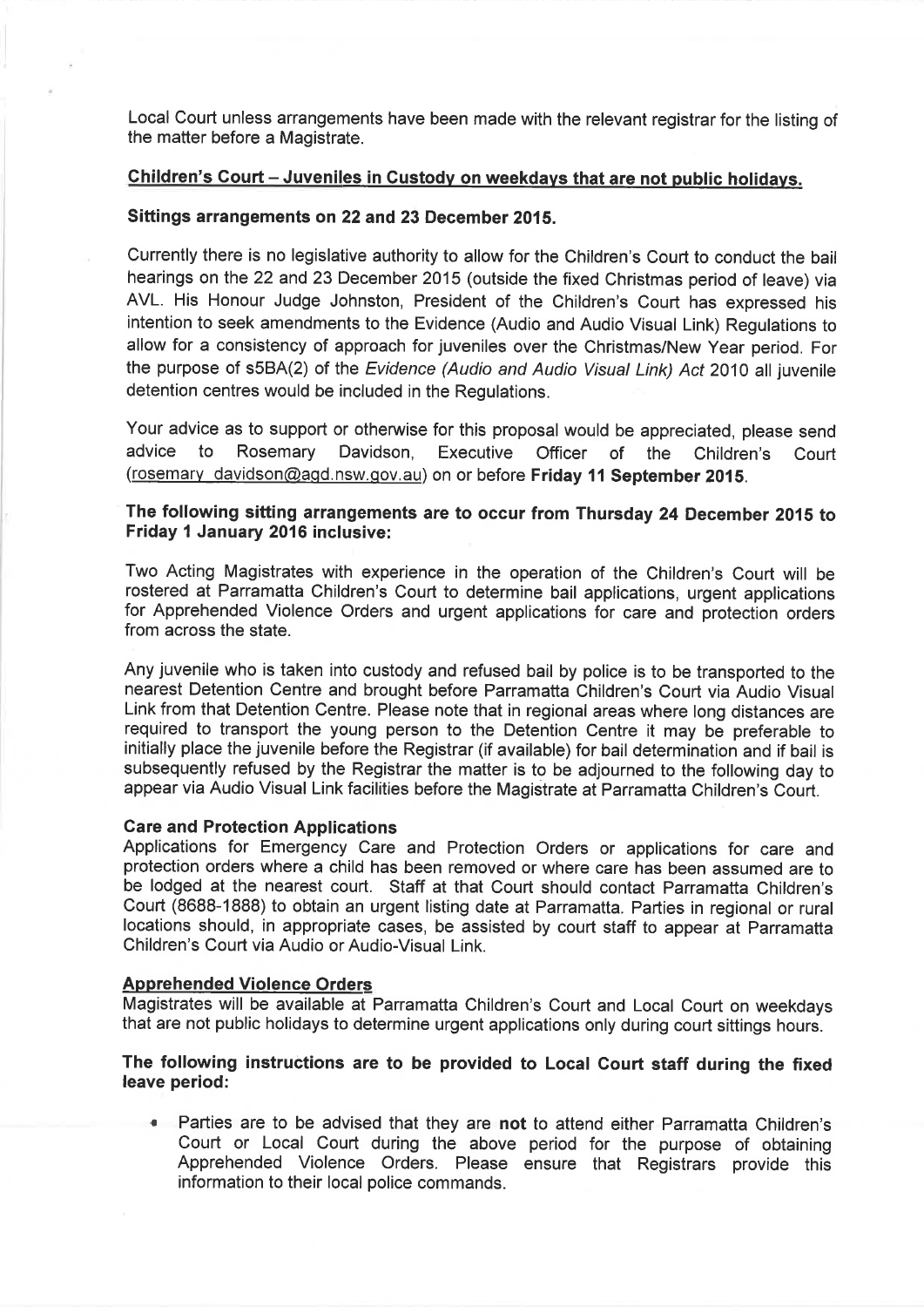Local Court unless arrangements have been made with the relevant registrar for the listing of the matter before a Magistrate.

## Children's Court – Juveniles in Custody on weekdays that are not public holidays.

### Sittings arrangements on 22 and 23 December 2015.

Currently there is no legislative authority to allow for the Children's Court to conduct the bail hearings on the 22 and 23 December 2015 (outside the fixed Christmas period of leave) via AVL. His Honour Judge Johnston, President of the Children's Court has expressed his intention to seek amendments to the Evidence (Audio and Audio Visual Link) Regulations to allow for a consistency of approach for juveniles over the Christmas/New Year period. For the purpose of s5BA(2) of the *Evidence (Audio and Audio Visual Link) Act* 2010 all juvenile detention centres would be included in the Regulations.

Your advice as to support or otherwise for this proposal would be appreciated, please send advice to Rosemary Davidson, Executive Officer of the Children's Court (rosemary_davidson@agd.nsw.gov.au) on or before **Friday 11 September 2015**.

### The following sitting arrangements are to occur from Thursday 24 December 2015 to Friday 1 January 2016 inclusive:

Two Acting Magistrates with experience in the operation of the Children's Court will be rostered at Parramatta Children's Court to determine bail applications, urgent applications for Apprehended Violence Orders and urgent applications for care and protection orders from across the state.

Any juvenile who is taken into custody and refused bail by police is to be transported to the nearest Detention Centre and brought before Parramatta Children's Court via Audio Visual Link from that Detention Centre. Please note that in regional areas where long distances are required to transport the young person to the Detention Centre it may be preferable to initially place the juvenile before the Registrar (if available) for bail determination and if bail is subsequently refused by the Registrar the matter is to be adjourned to the following day to appear via Audio Visual Link facilities before the Magistrate at Parramatta Children's Court.

**Care and Protection Applications**

Applications for Emergency Care and Protection Orders or applications for care and protection orders where a child has been removed or where care has been assumed are to be lodged at the nearest court. Staff at that Court should contact Parramatta Children's Court (8688-1888) to obtain an urgent listing date at Parramatta. Parties in regional or rural locations should, in appropriate cases, be assisted by court staff to appear at Parramatta Children's Court via Audio or Audio-Visual Link.

**Apprehended Violence Orders**

Magistrates will be available at Parramatta Children's Court and Local Court on weekdays that are not public holidays to determine urgent applications only during court sittings hours.

### The following instructions are to be provided to Local Court staff during the fixed leave period:

- Parties are to be advised that they are **not** to attend either Parramatta Children's Court or Local Court during the above period for the purpose of obtaining Apprehended Violence Orders. Please ensure that Registrars provide this information to their local police commands.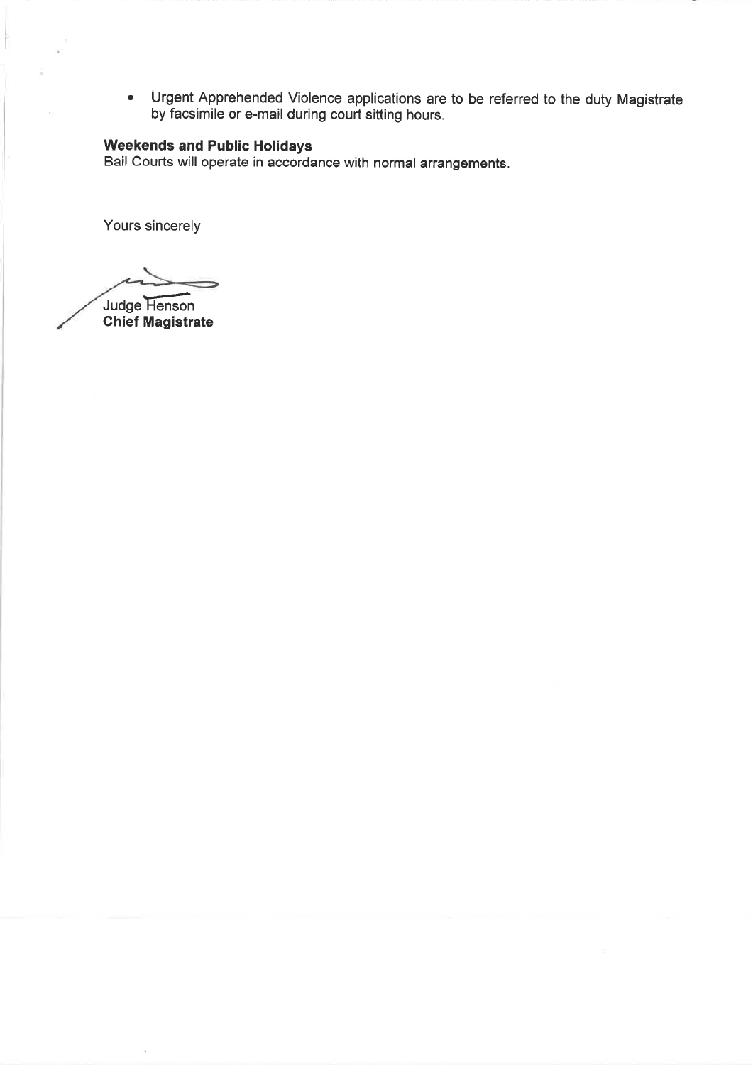- Urgent Apprehended Violence applications are to be referred to the duty Magistrate by facsimile or e-mail during court sitting hours.

**Weekends and Public Holidays**
Bail Courts will operate in accordance with normal arrangements.

Yours sincerely

Judge Henson
**Chief Magistrate**